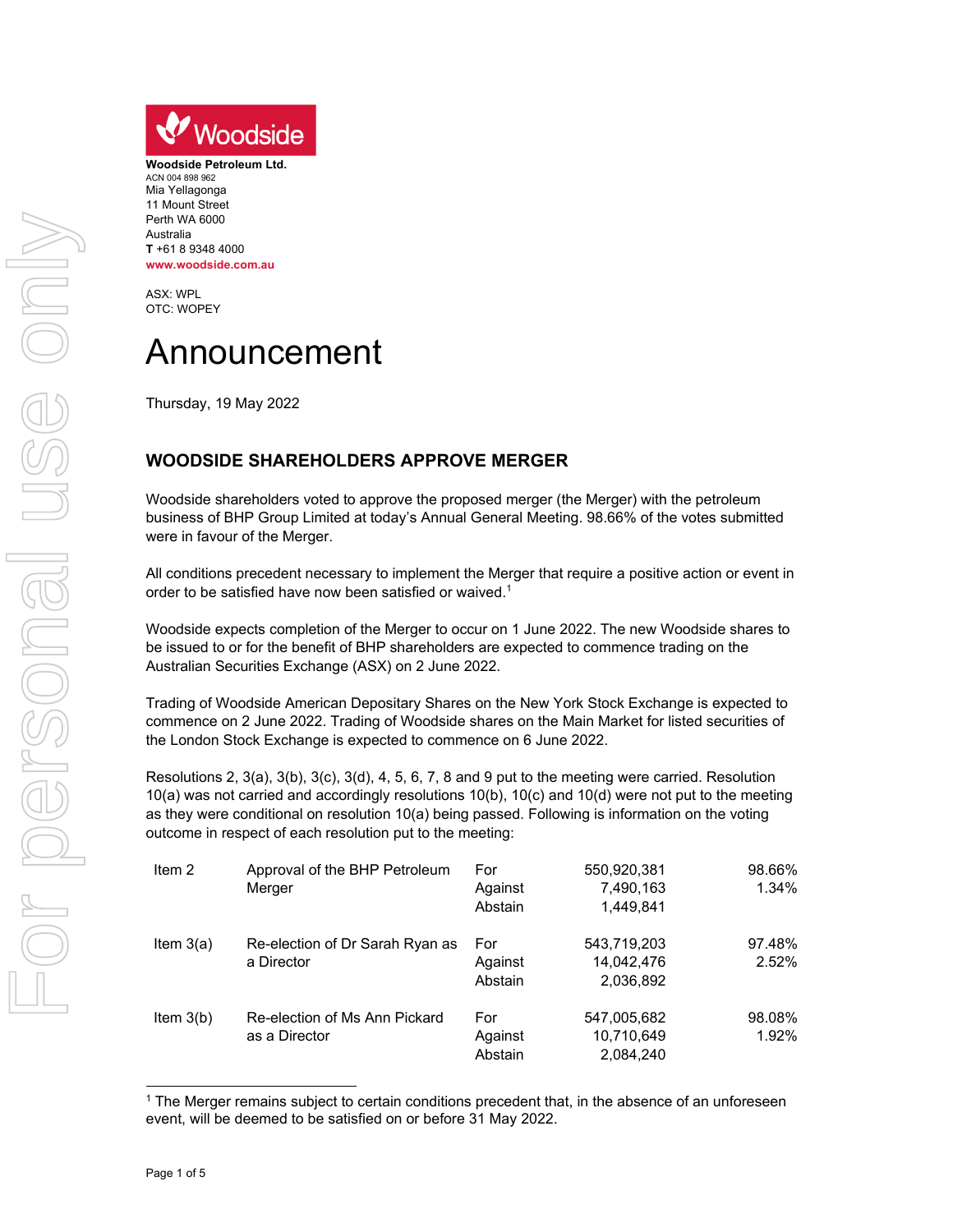Woodside

**Woodside Petroleum Ltd.**
ACN 004 898 962
Mia Yellagonga
11 Mount Street
Perth WA 6000
Australia
**T** +61 8 9348 4000
**www.woodside.com.au**

ASX: WPL
OTC: WOPEY

# Announcement

Thursday, 19 May 2022

## WOODSIDE SHAREHOLDERS APPROVE MERGER

Woodside shareholders voted to approve the proposed merger (the Merger) with the petroleum business of BHP Group Limited at today's Annual General Meeting. 98.66% of the votes submitted were in favour of the Merger.

All conditions precedent necessary to implement the Merger that require a positive action or event in order to be satisfied have now been satisfied or waived.[1]

Woodside expects completion of the Merger to occur on 1 June 2022. The new Woodside shares to be issued to or for the benefit of BHP shareholders are expected to commence trading on the Australian Securities Exchange (ASX) on 2 June 2022.

Trading of Woodside American Depositary Shares on the New York Stock Exchange is expected to commence on 2 June 2022. Trading of Woodside shares on the Main Market for listed securities of the London Stock Exchange is expected to commence on 6 June 2022.

Resolutions 2, 3(a), 3(b), 3(c), 3(d), 4, 5, 6, 7, 8 and 9 put to the meeting were carried. Resolution 10(a) was not carried and accordingly resolutions 10(b), 10(c) and 10(d) were not put to the meeting as they were conditional on resolution 10(a) being passed. Following is information on the voting outcome in respect of each resolution put to the meeting:

| Item | Resolution | Vote | Number | % |
|---|---|---|---|---|
| Item 2 | Approval of the BHP Petroleum Merger | For | 550,920,381 | 98.66% |
| | | Against | 7,490,163 | 1.34% |
| | | Abstain | 1,449,841 | |
| Item 3(a) | Re-election of Dr Sarah Ryan as a Director | For | 543,719,203 | 97.48% |
| | | Against | 14,042,476 | 2.52% |
| | | Abstain | 2,036,892 | |
| Item 3(b) | Re-election of Ms Ann Pickard as a Director | For | 547,005,682 | 98.08% |
| | | Against | 10,710,649 | 1.92% |
| | | Abstain | 2,084,240 | |

[1] The Merger remains subject to certain conditions precedent that, in the absence of an unforeseen event, will be deemed to be satisfied on or before 31 May 2022.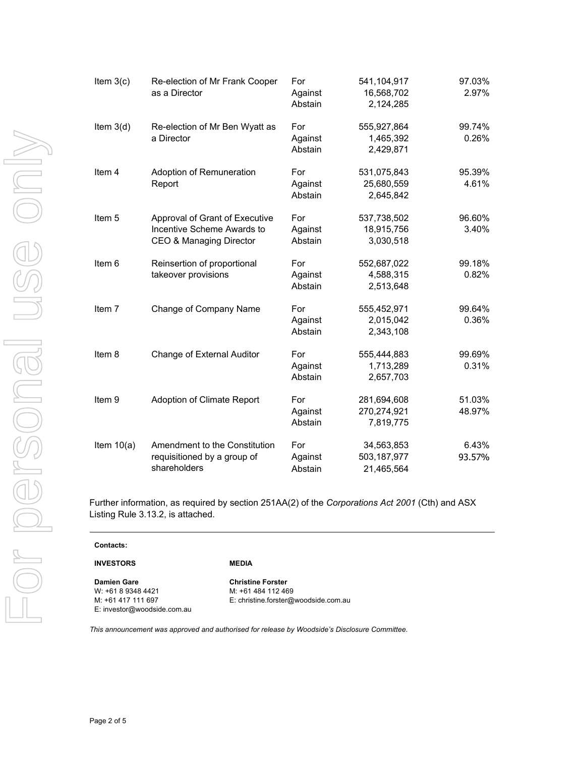| Item | Resolution | | Votes | % |
|---|---|---|---|---|
| Item 3(c) | Re-election of Mr Frank Cooper as a Director | For | 541,104,917 | 97.03% |
| | | Against | 16,568,702 | 2.97% |
| | | Abstain | 2,124,285 | |
| Item 3(d) | Re-election of Mr Ben Wyatt as a Director | For | 555,927,864 | 99.74% |
| | | Against | 1,465,392 | 0.26% |
| | | Abstain | 2,429,871 | |
| Item 4 | Adoption of Remuneration Report | For | 531,075,843 | 95.39% |
| | | Against | 25,680,559 | 4.61% |
| | | Abstain | 2,645,842 | |
| Item 5 | Approval of Grant of Executive Incentive Scheme Awards to CEO & Managing Director | For | 537,738,502 | 96.60% |
| | | Against | 18,915,756 | 3.40% |
| | | Abstain | 3,030,518 | |
| Item 6 | Reinsertion of proportional takeover provisions | For | 552,687,022 | 99.18% |
| | | Against | 4,588,315 | 0.82% |
| | | Abstain | 2,513,648 | |
| Item 7 | Change of Company Name | For | 555,452,971 | 99.64% |
| | | Against | 2,015,042 | 0.36% |
| | | Abstain | 2,343,108 | |
| Item 8 | Change of External Auditor | For | 555,444,883 | 99.69% |
| | | Against | 1,713,289 | 0.31% |
| | | Abstain | 2,657,703 | |
| Item 9 | Adoption of Climate Report | For | 281,694,608 | 51.03% |
| | | Against | 270,274,921 | 48.97% |
| | | Abstain | 7,819,775 | |
| Item 10(a) | Amendment to the Constitution requisitioned by a group of shareholders | For | 34,563,853 | 6.43% |
| | | Against | 503,187,977 | 93.57% |
| | | Abstain | 21,465,564 | |

Further information, as required by section 251AA(2) of the *Corporations Act 2001* (Cth) and ASX Listing Rule 3.13.2, is attached.

---

**Contacts:**

**INVESTORS**

**Damien Gare**
W: +61 8 9348 4421
M: +61 417 111 697
E: investor@woodside.com.au

**MEDIA**

**Christine Forster**
M: +61 484 112 469
E: christine.forster@woodside.com.au

*This announcement was approved and authorised for release by Woodside's Disclosure Committee.*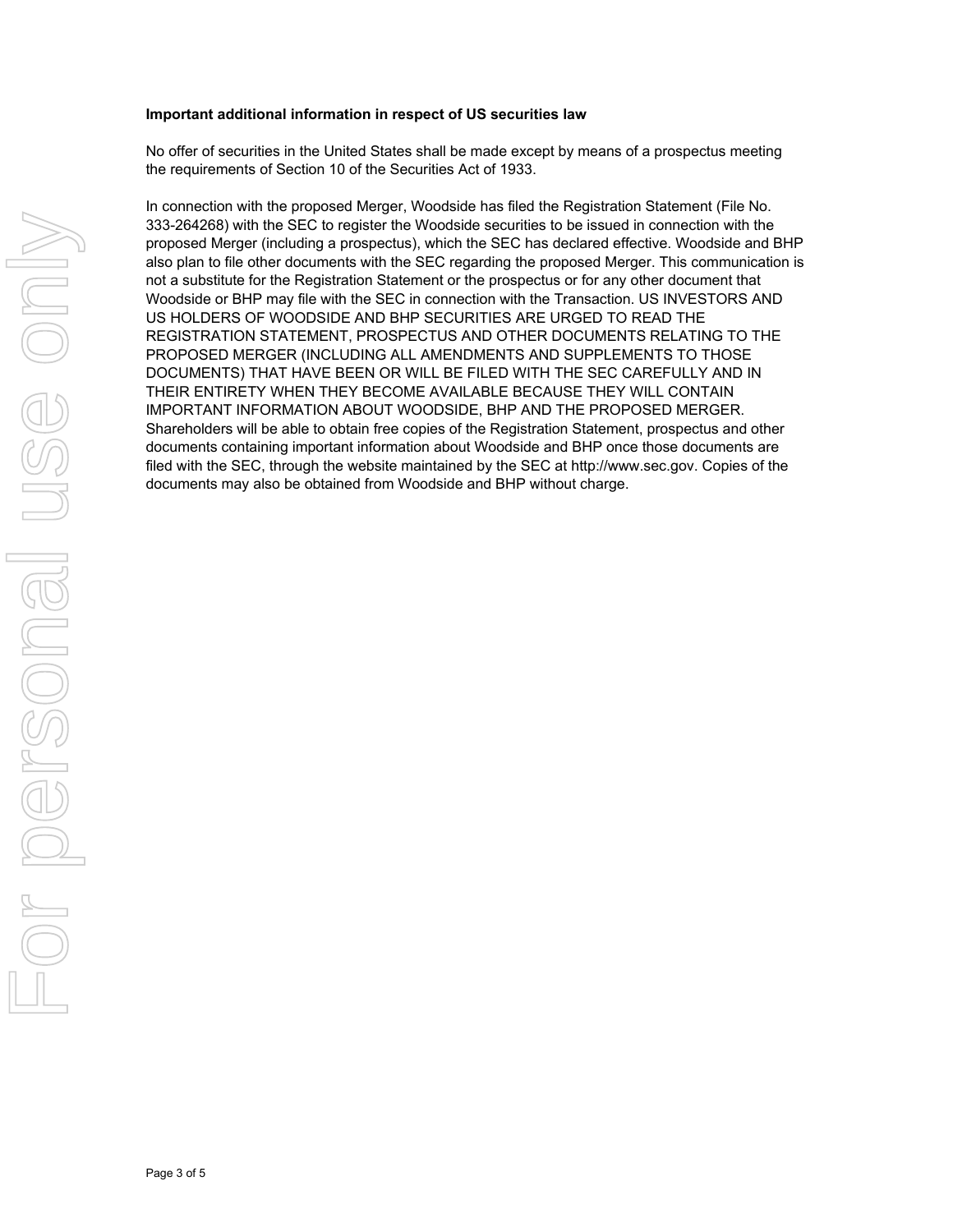**Important additional information in respect of US securities law**

No offer of securities in the United States shall be made except by means of a prospectus meeting the requirements of Section 10 of the Securities Act of 1933.

In connection with the proposed Merger, Woodside has filed the Registration Statement (File No. 333-264268) with the SEC to register the Woodside securities to be issued in connection with the proposed Merger (including a prospectus), which the SEC has declared effective. Woodside and BHP also plan to file other documents with the SEC regarding the proposed Merger. This communication is not a substitute for the Registration Statement or the prospectus or for any other document that Woodside or BHP may file with the SEC in connection with the Transaction. US INVESTORS AND US HOLDERS OF WOODSIDE AND BHP SECURITIES ARE URGED TO READ THE REGISTRATION STATEMENT, PROSPECTUS AND OTHER DOCUMENTS RELATING TO THE PROPOSED MERGER (INCLUDING ALL AMENDMENTS AND SUPPLEMENTS TO THOSE DOCUMENTS) THAT HAVE BEEN OR WILL BE FILED WITH THE SEC CAREFULLY AND IN THEIR ENTIRETY WHEN THEY BECOME AVAILABLE BECAUSE THEY WILL CONTAIN IMPORTANT INFORMATION ABOUT WOODSIDE, BHP AND THE PROPOSED MERGER. Shareholders will be able to obtain free copies of the Registration Statement, prospectus and other documents containing important information about Woodside and BHP once those documents are filed with the SEC, through the website maintained by the SEC at http://www.sec.gov. Copies of the documents may also be obtained from Woodside and BHP without charge.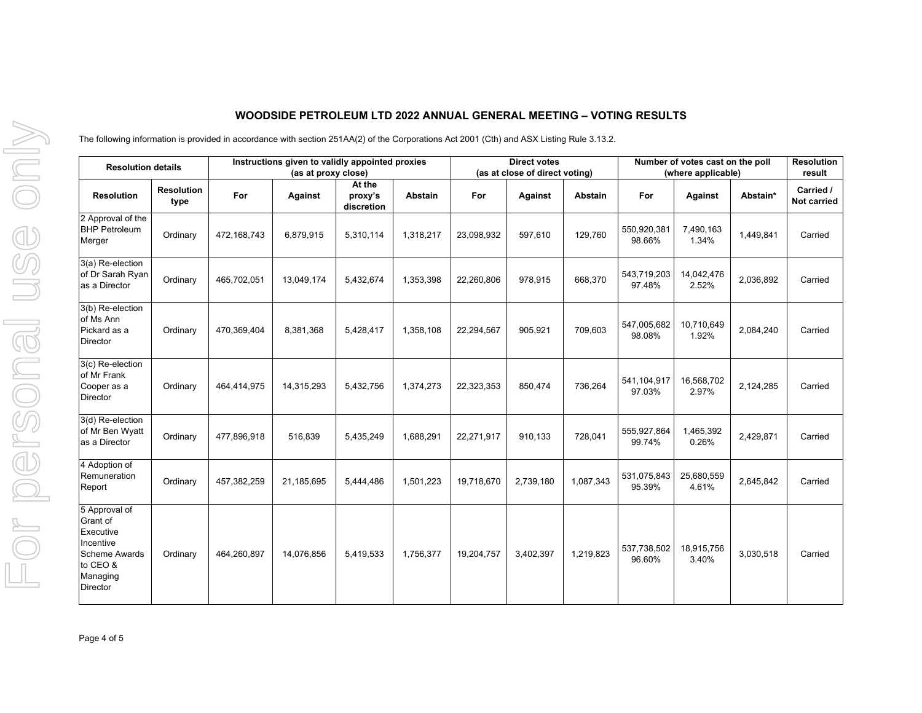## WOODSIDE PETROLEUM LTD 2022 ANNUAL GENERAL MEETING – VOTING RESULTS

The following information is provided in accordance with section 251AA(2) of the Corporations Act 2001 (Cth) and ASX Listing Rule 3.13.2.

| Resolution details | | Instructions given to validly appointed proxies (as at proxy close) | | | | Direct votes (as at close of direct voting) | | | Number of votes cast on the poll (where applicable) | | | Resolution result |
|---|---|---|---|---|---|---|---|---|---|---|---|---|
| **Resolution** | **Resolution type** | **For** | **Against** | **At the proxy's discretion** | **Abstain** | **For** | **Against** | **Abstain** | **For** | **Against** | **Abstain*** | **Carried / Not carried** |
| 2 Approval of the BHP Petroleum Merger | Ordinary | 472,168,743 | 6,879,915 | 5,310,114 | 1,318,217 | 23,098,932 | 597,610 | 129,760 | 550,920,381 98.66% | 7,490,163 1.34% | 1,449,841 | Carried |
| 3(a) Re-election of Dr Sarah Ryan as a Director | Ordinary | 465,702,051 | 13,049,174 | 5,432,674 | 1,353,398 | 22,260,806 | 978,915 | 668,370 | 543,719,203 97.48% | 14,042,476 2.52% | 2,036,892 | Carried |
| 3(b) Re-election of Ms Ann Pickard as a Director | Ordinary | 470,369,404 | 8,381,368 | 5,428,417 | 1,358,108 | 22,294,567 | 905,921 | 709,603 | 547,005,682 98.08% | 10,710,649 1.92% | 2,084,240 | Carried |
| 3(c) Re-election of Mr Frank Cooper as a Director | Ordinary | 464,414,975 | 14,315,293 | 5,432,756 | 1,374,273 | 22,323,353 | 850,474 | 736,264 | 541,104,917 97.03% | 16,568,702 2.97% | 2,124,285 | Carried |
| 3(d) Re-election of Mr Ben Wyatt as a Director | Ordinary | 477,896,918 | 516,839 | 5,435,249 | 1,688,291 | 22,271,917 | 910,133 | 728,041 | 555,927,864 99.74% | 1,465,392 0.26% | 2,429,871 | Carried |
| 4 Adoption of Remuneration Report | Ordinary | 457,382,259 | 21,185,695 | 5,444,486 | 1,501,223 | 19,718,670 | 2,739,180 | 1,087,343 | 531,075,843 95.39% | 25,680,559 4.61% | 2,645,842 | Carried |
| 5 Approval of Grant of Executive Incentive Scheme Awards to CEO & Managing Director | Ordinary | 464,260,897 | 14,076,856 | 5,419,533 | 1,756,377 | 19,204,757 | 3,402,397 | 1,219,823 | 537,738,502 96.60% | 18,915,756 3.40% | 3,030,518 | Carried |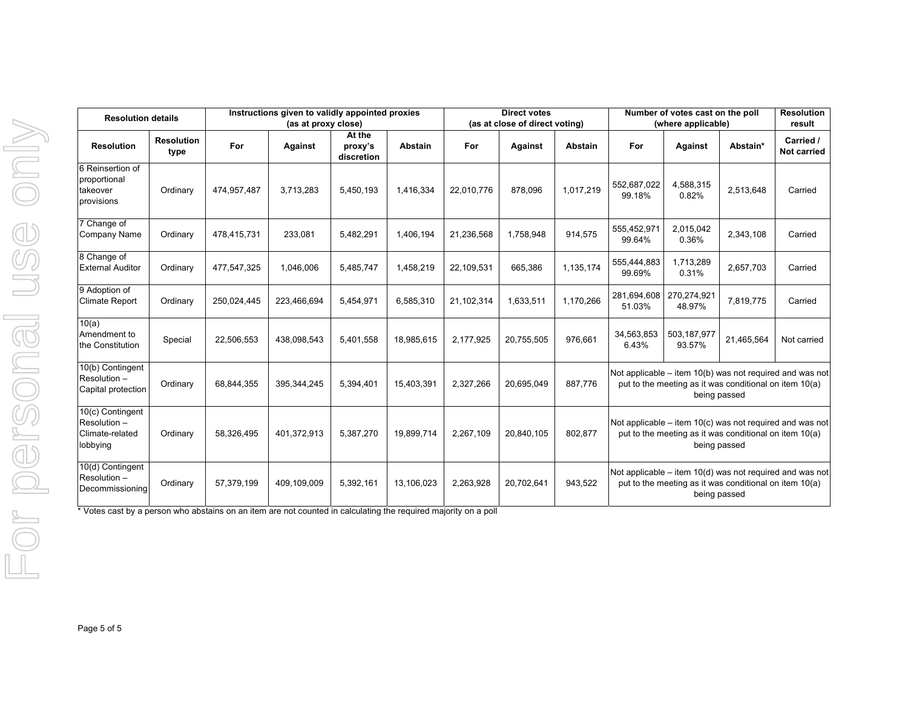| Resolution details | | Instructions given to validly appointed proxies (as at proxy close) | | | | Direct votes (as at close of direct voting) | | | Number of votes cast on the poll (where applicable) | | | Resolution result |
|---|---|---|---|---|---|---|---|---|---|---|---|---|
| Resolution | Resolution type | For | Against | At the proxy's discretion | Abstain | For | Against | Abstain | For | Against | Abstain* | Carried / Not carried |
| 6 Reinsertion of proportional takeover provisions | Ordinary | 474,957,487 | 3,713,283 | 5,450,193 | 1,416,334 | 22,010,776 | 878,096 | 1,017,219 | 552,687,022 99.18% | 4,588,315 0.82% | 2,513,648 | Carried |
| 7 Change of Company Name | Ordinary | 478,415,731 | 233,081 | 5,482,291 | 1,406,194 | 21,236,568 | 1,758,948 | 914,575 | 555,452,971 99.64% | 2,015,042 0.36% | 2,343,108 | Carried |
| 8 Change of External Auditor | Ordinary | 477,547,325 | 1,046,006 | 5,485,747 | 1,458,219 | 22,109,531 | 665,386 | 1,135,174 | 555,444,883 99.69% | 1,713,289 0.31% | 2,657,703 | Carried |
| 9 Adoption of Climate Report | Ordinary | 250,024,445 | 223,466,694 | 5,454,971 | 6,585,310 | 21,102,314 | 1,633,511 | 1,170,266 | 281,694,608 51.03% | 270,274,921 48.97% | 7,819,775 | Carried |
| 10(a) Amendment to the Constitution | Special | 22,506,553 | 438,098,543 | 5,401,558 | 18,985,615 | 2,177,925 | 20,755,505 | 976,661 | 34,563,853 6.43% | 503,187,977 93.57% | 21,465,564 | Not carried |
| 10(b) Contingent Resolution – Capital protection | Ordinary | 68,844,355 | 395,344,245 | 5,394,401 | 15,403,391 | 2,327,266 | 20,695,049 | 887,776 | Not applicable – item 10(b) was not required and was not put to the meeting as it was conditional on item 10(a) being passed | | | |
| 10(c) Contingent Resolution – Climate-related lobbying | Ordinary | 58,326,495 | 401,372,913 | 5,387,270 | 19,899,714 | 2,267,109 | 20,840,105 | 802,877 | Not applicable – item 10(c) was not required and was not put to the meeting as it was conditional on item 10(a) being passed | | | |
| 10(d) Contingent Resolution – Decommissioning | Ordinary | 57,379,199 | 409,109,009 | 5,392,161 | 13,106,023 | 2,263,928 | 20,702,641 | 943,522 | Not applicable – item 10(d) was not required and was not put to the meeting as it was conditional on item 10(a) being passed | | | |

* Votes cast by a person who abstains on an item are not counted in calculating the required majority on a poll